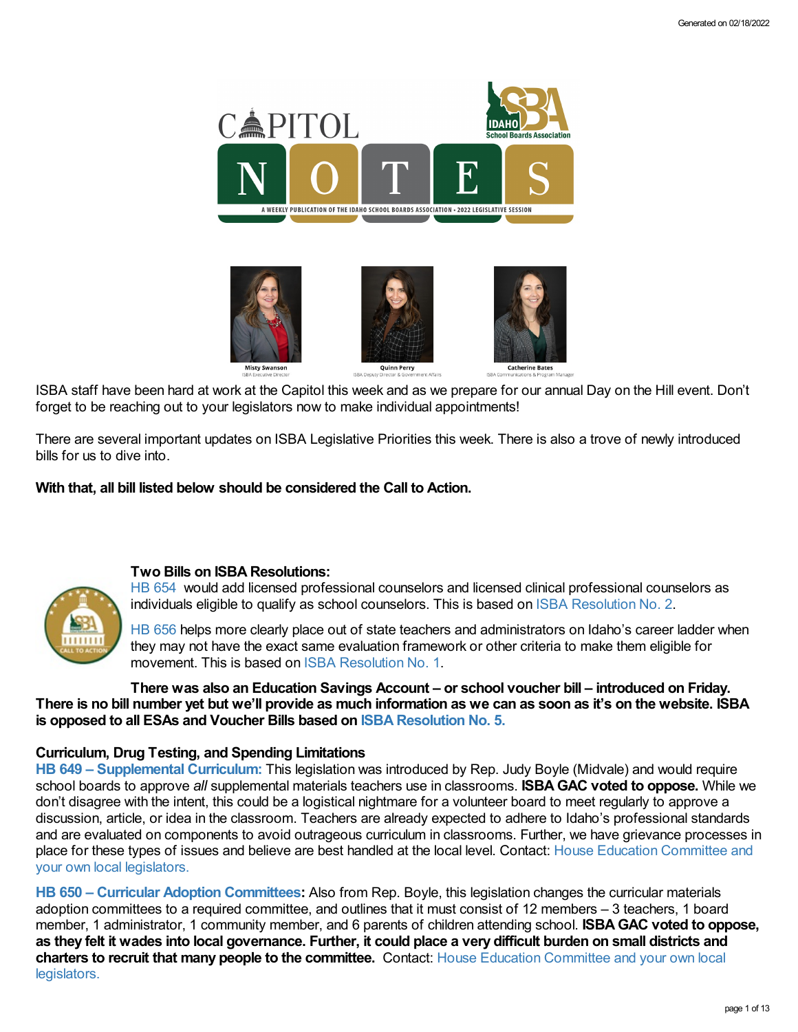# CAPITOL NOTES

A WEEKLY PUBLICATION OF THE IDAHO SCHOOL BOARDS ASSOCIATION • 2022 LEGISLATIVE SESSION

**Misty Swanson**
ISBA Executive Director

**Quinn Perry**
ISBA Deputy Director & Government Affairs

**Catherine Bates**
ISBA Communications & Program Manager

ISBA staff have been hard at work at the Capitol this week and as we prepare for our annual Day on the Hill event. Don't forget to be reaching out to your legislators now to make individual appointments!

There are several important updates on ISBA Legislative Priorities this week. There is also a trove of newly introduced bills for us to dive into.

**With that, all bill listed below should be considered the Call to Action.**

**Two Bills on ISBA Resolutions:**

HB 654 would add licensed professional counselors and licensed clinical professional counselors as individuals eligible to qualify as school counselors. This is based on ISBA Resolution No. 2.

HB 656 helps more clearly place out of state teachers and administrators on Idaho's career ladder when they may not have the exact same evaluation framework or other criteria to make them eligible for movement. This is based on ISBA Resolution No. 1.

**There was also an Education Savings Account – or school voucher bill – introduced on Friday. There is no bill number yet but we'll provide as much information as we can as soon as it's on the website. ISBA is opposed to all ESAs and Voucher Bills based on ISBA Resolution No. 5.**

### Curriculum, Drug Testing, and Spending Limitations

**HB 649 – Supplemental Curriculum:** This legislation was introduced by Rep. Judy Boyle (Midvale) and would require school boards to approve *all* supplemental materials teachers use in classrooms. **ISBA GAC voted to oppose.** While we don't disagree with the intent, this could be a logistical nightmare for a volunteer board to meet regularly to approve a discussion, article, or idea in the classroom. Teachers are already expected to adhere to Idaho's professional standards and are evaluated on components to avoid outrageous curriculum in classrooms. Further, we have grievance processes in place for these types of issues and believe are best handled at the local level. Contact: House Education Committee and your own local legislators.

**HB 650 – Curricular Adoption Committees:** Also from Rep. Boyle, this legislation changes the curricular materials adoption committees to a required committee, and outlines that it must consist of 12 members – 3 teachers, 1 board member, 1 administrator, 1 community member, and 6 parents of children attending school. **ISBA GAC voted to oppose, as they felt it wades into local governance. Further, it could place a very difficult burden on small districts and charters to recruit that many people to the committee.** Contact: House Education Committee and your own local legislators.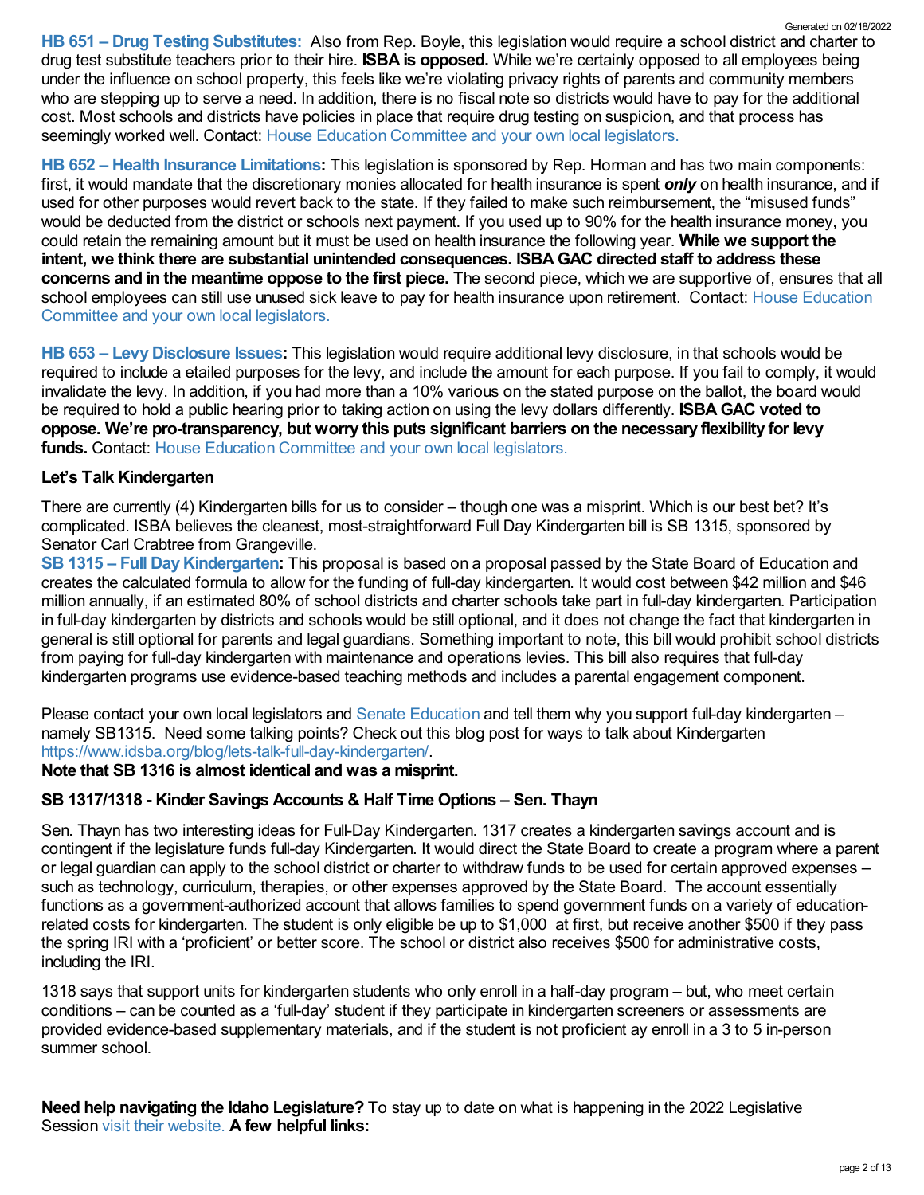**HB 651 – Drug Testing Substitutes:** Also from Rep. Boyle, this legislation would require a school district and charter to drug test substitute teachers prior to their hire. **ISBA is opposed.** While we're certainly opposed to all employees being under the influence on school property, this feels like we're violating privacy rights of parents and community members who are stepping up to serve a need. In addition, there is no fiscal note so districts would have to pay for the additional cost. Most schools and districts have policies in place that require drug testing on suspicion, and that process has seemingly worked well. Contact: House Education Committee and your own local legislators.

**HB 652 – Health Insurance Limitations:** This legislation is sponsored by Rep. Horman and has two main components: first, it would mandate that the discretionary monies allocated for health insurance is spent ***only*** on health insurance, and if used for other purposes would revert back to the state. If they failed to make such reimbursement, the "misused funds" would be deducted from the district or schools next payment. If you used up to 90% for the health insurance money, you could retain the remaining amount but it must be used on health insurance the following year. **While we support the intent, we think there are substantial unintended consequences. ISBA GAC directed staff to address these concerns and in the meantime oppose to the first piece.** The second piece, which we are supportive of, ensures that all school employees can still use unused sick leave to pay for health insurance upon retirement. Contact: House Education Committee and your own local legislators.

**HB 653 – Levy Disclosure Issues:** This legislation would require additional levy disclosure, in that schools would be required to include a etailed purposes for the levy, and include the amount for each purpose. If you fail to comply, it would invalidate the levy. In addition, if you had more than a 10% various on the stated purpose on the ballot, the board would be required to hold a public hearing prior to taking action on using the levy dollars differently. **ISBA GAC voted to oppose. We're pro-transparency, but worry this puts significant barriers on the necessary flexibility for levy funds.** Contact: House Education Committee and your own local legislators.

**Let's Talk Kindergarten**

There are currently (4) Kindergarten bills for us to consider – though one was a misprint. Which is our best bet? It's complicated. ISBA believes the cleanest, most-straightforward Full Day Kindergarten bill is SB 1315, sponsored by Senator Carl Crabtree from Grangeville.

**SB 1315 – Full Day Kindergarten:** This proposal is based on a proposal passed by the State Board of Education and creates the calculated formula to allow for the funding of full-day kindergarten. It would cost between $42 million and $46 million annually, if an estimated 80% of school districts and charter schools take part in full-day kindergarten. Participation in full-day kindergarten by districts and schools would be still optional, and it does not change the fact that kindergarten in general is still optional for parents and legal guardians. Something important to note, this bill would prohibit school districts from paying for full-day kindergarten with maintenance and operations levies. This bill also requires that full-day kindergarten programs use evidence-based teaching methods and includes a parental engagement component.

Please contact your own local legislators and Senate Education and tell them why you support full-day kindergarten – namely SB1315. Need some talking points? Check out this blog post for ways to talk about Kindergarten https://www.idsba.org/blog/lets-talk-full-day-kindergarten/.

**Note that SB 1316 is almost identical and was a misprint.**

**SB 1317/1318 - Kinder Savings Accounts & Half Time Options – Sen. Thayn**

Sen. Thayn has two interesting ideas for Full-Day Kindergarten. 1317 creates a kindergarten savings account and is contingent if the legislature funds full-day Kindergarten. It would direct the State Board to create a program where a parent or legal guardian can apply to the school district or charter to withdraw funds to be used for certain approved expenses – such as technology, curriculum, therapies, or other expenses approved by the State Board. The account essentially functions as a government-authorized account that allows families to spend government funds on a variety of education-related costs for kindergarten. The student is only eligible be up to $1,000 at first, but receive another $500 if they pass the spring IRI with a 'proficient' or better score. The school or district also receives $500 for administrative costs, including the IRI.

1318 says that support units for kindergarten students who only enroll in a half-day program – but, who meet certain conditions – can be counted as a 'full-day' student if they participate in kindergarten screeners or assessments are provided evidence-based supplementary materials, and if the student is not proficient ay enroll in a 3 to 5 in-person summer school.

**Need help navigating the Idaho Legislature?** To stay up to date on what is happening in the 2022 Legislative Session visit their website. **A few helpful links:**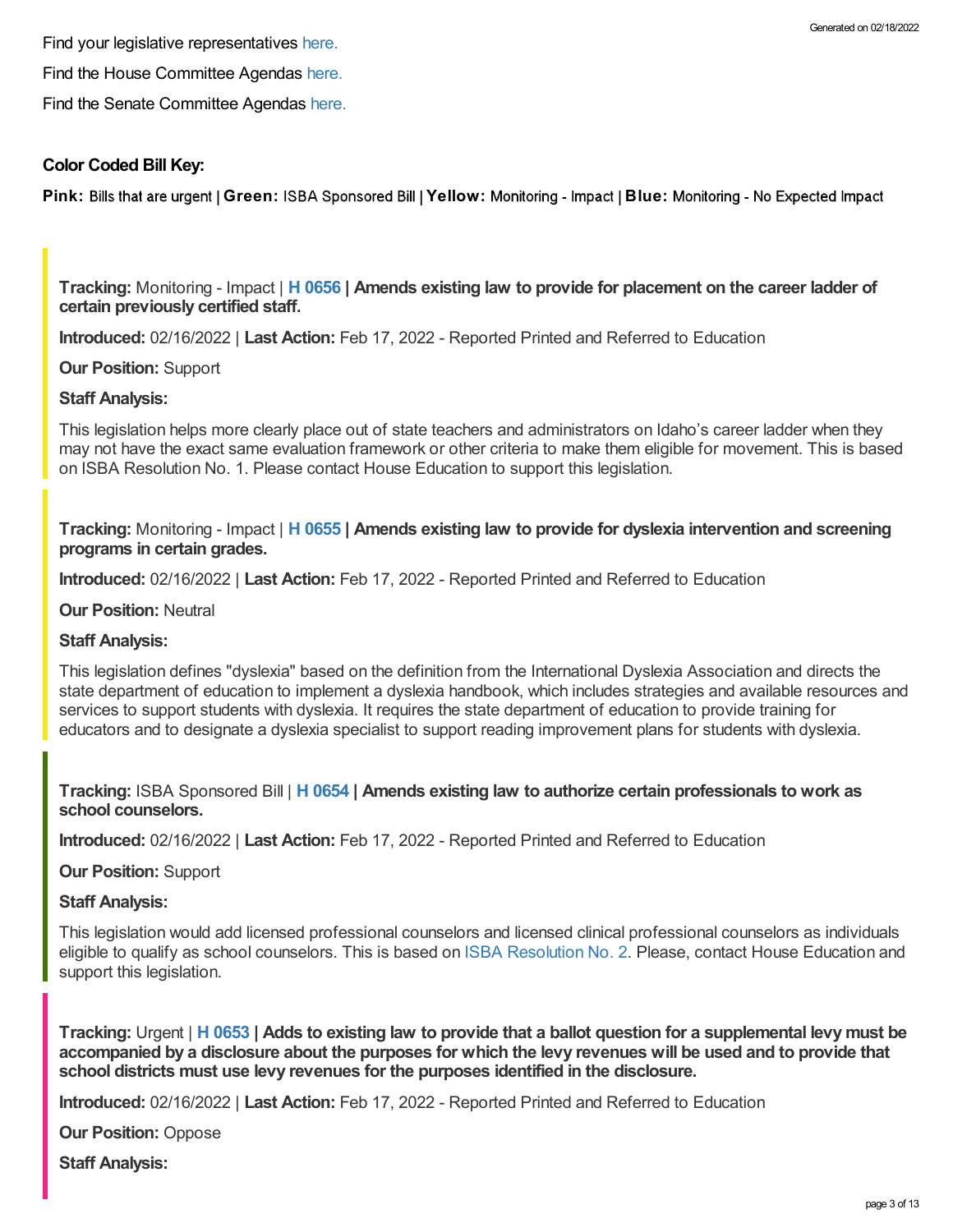Find your legislative representatives here.

Find the House Committee Agendas here.

Find the Senate Committee Agendas here.

**Color Coded Bill Key:**

**Pink:** Bills that are urgent | **Green:** ISBA Sponsored Bill | **Yellow:** Monitoring - Impact | **Blue:** Monitoring - No Expected Impact

**Tracking:** Monitoring - Impact | **H 0656 | Amends existing law to provide for placement on the career ladder of certain previously certified staff.**

**Introduced:** 02/16/2022 | **Last Action:** Feb 17, 2022 - Reported Printed and Referred to Education

**Our Position:** Support

**Staff Analysis:**

This legislation helps more clearly place out of state teachers and administrators on Idaho's career ladder when they may not have the exact same evaluation framework or other criteria to make them eligible for movement. This is based on ISBA Resolution No. 1. Please contact House Education to support this legislation.

**Tracking:** Monitoring - Impact | **H 0655 | Amends existing law to provide for dyslexia intervention and screening programs in certain grades.**

**Introduced:** 02/16/2022 | **Last Action:** Feb 17, 2022 - Reported Printed and Referred to Education

**Our Position:** Neutral

**Staff Analysis:**

This legislation defines "dyslexia" based on the definition from the International Dyslexia Association and directs the state department of education to implement a dyslexia handbook, which includes strategies and available resources and services to support students with dyslexia. It requires the state department of education to provide training for educators and to designate a dyslexia specialist to support reading improvement plans for students with dyslexia.

**Tracking:** ISBA Sponsored Bill | **H 0654 | Amends existing law to authorize certain professionals to work as school counselors.**

**Introduced:** 02/16/2022 | **Last Action:** Feb 17, 2022 - Reported Printed and Referred to Education

**Our Position:** Support

**Staff Analysis:**

This legislation would add licensed professional counselors and licensed clinical professional counselors as individuals eligible to qualify as school counselors. This is based on ISBA Resolution No. 2. Please, contact House Education and support this legislation.

**Tracking:** Urgent | **H 0653 | Adds to existing law to provide that a ballot question for a supplemental levy must be accompanied by a disclosure about the purposes for which the levy revenues will be used and to provide that school districts must use levy revenues for the purposes identified in the disclosure.**

**Introduced:** 02/16/2022 | **Last Action:** Feb 17, 2022 - Reported Printed and Referred to Education

**Our Position:** Oppose

**Staff Analysis:**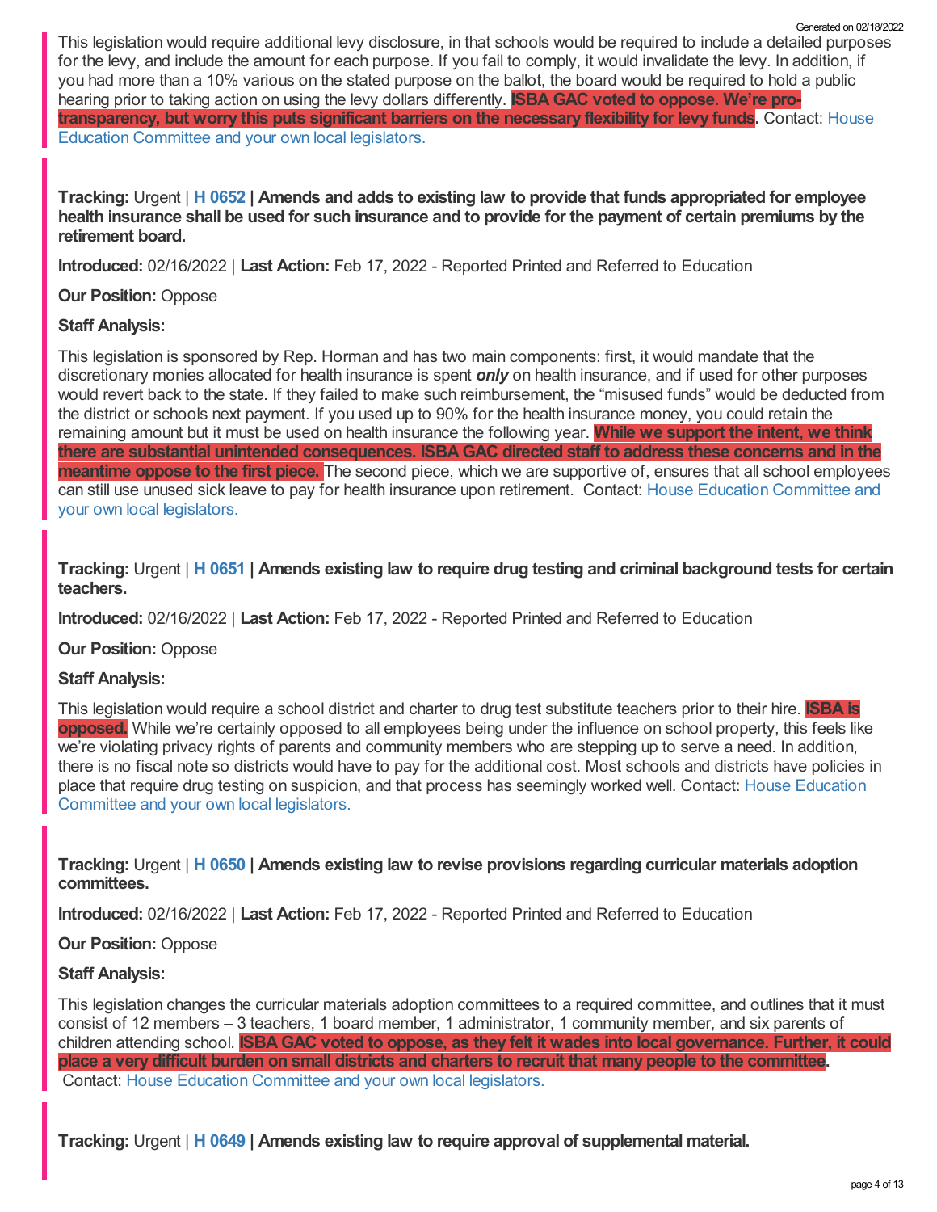This legislation would require additional levy disclosure, in that schools would be required to include a detailed purposes for the levy, and include the amount for each purpose. If you fail to comply, it would invalidate the levy. In addition, if you had more than a 10% various on the stated purpose on the ballot, the board would be required to hold a public hearing prior to taking action on using the levy dollars differently. **ISBA GAC voted to oppose. We're pro-transparency, but worry this puts significant barriers on the necessary flexibility for levy funds.** Contact: House Education Committee and your own local legislators.

**Tracking:** Urgent | **H 0652 | Amends and adds to existing law to provide that funds appropriated for employee health insurance shall be used for such insurance and to provide for the payment of certain premiums by the retirement board.**

**Introduced:** 02/16/2022 | **Last Action:** Feb 17, 2022 - Reported Printed and Referred to Education

**Our Position:** Oppose

**Staff Analysis:**

This legislation is sponsored by Rep. Horman and has two main components: first, it would mandate that the discretionary monies allocated for health insurance is spent ***only*** on health insurance, and if used for other purposes would revert back to the state. If they failed to make such reimbursement, the "misused funds" would be deducted from the district or schools next payment. If you used up to 90% for the health insurance money, you could retain the remaining amount but it must be used on health insurance the following year. **While we support the intent, we think there are substantial unintended consequences. ISBA GAC directed staff to address these concerns and in the meantime oppose to the first piece.** The second piece, which we are supportive of, ensures that all school employees can still use unused sick leave to pay for health insurance upon retirement. Contact: House Education Committee and your own local legislators.

**Tracking:** Urgent | **H 0651 | Amends existing law to require drug testing and criminal background tests for certain teachers.**

**Introduced:** 02/16/2022 | **Last Action:** Feb 17, 2022 - Reported Printed and Referred to Education

**Our Position:** Oppose

**Staff Analysis:**

This legislation would require a school district and charter to drug test substitute teachers prior to their hire. **ISBA is opposed.** While we're certainly opposed to all employees being under the influence on school property, this feels like we're violating privacy rights of parents and community members who are stepping up to serve a need. In addition, there is no fiscal note so districts would have to pay for the additional cost. Most schools and districts have policies in place that require drug testing on suspicion, and that process has seemingly worked well. Contact: House Education Committee and your own local legislators.

**Tracking:** Urgent | **H 0650 | Amends existing law to revise provisions regarding curricular materials adoption committees.**

**Introduced:** 02/16/2022 | **Last Action:** Feb 17, 2022 - Reported Printed and Referred to Education

**Our Position:** Oppose

**Staff Analysis:**

This legislation changes the curricular materials adoption committees to a required committee, and outlines that it must consist of 12 members – 3 teachers, 1 board member, 1 administrator, 1 community member, and six parents of children attending school. **ISBA GAC voted to oppose, as they felt it wades into local governance. Further, it could place a very difficult burden on small districts and charters to recruit that many people to the committee.** Contact: House Education Committee and your own local legislators.

**Tracking:** Urgent | **H 0649 | Amends existing law to require approval of supplemental material.**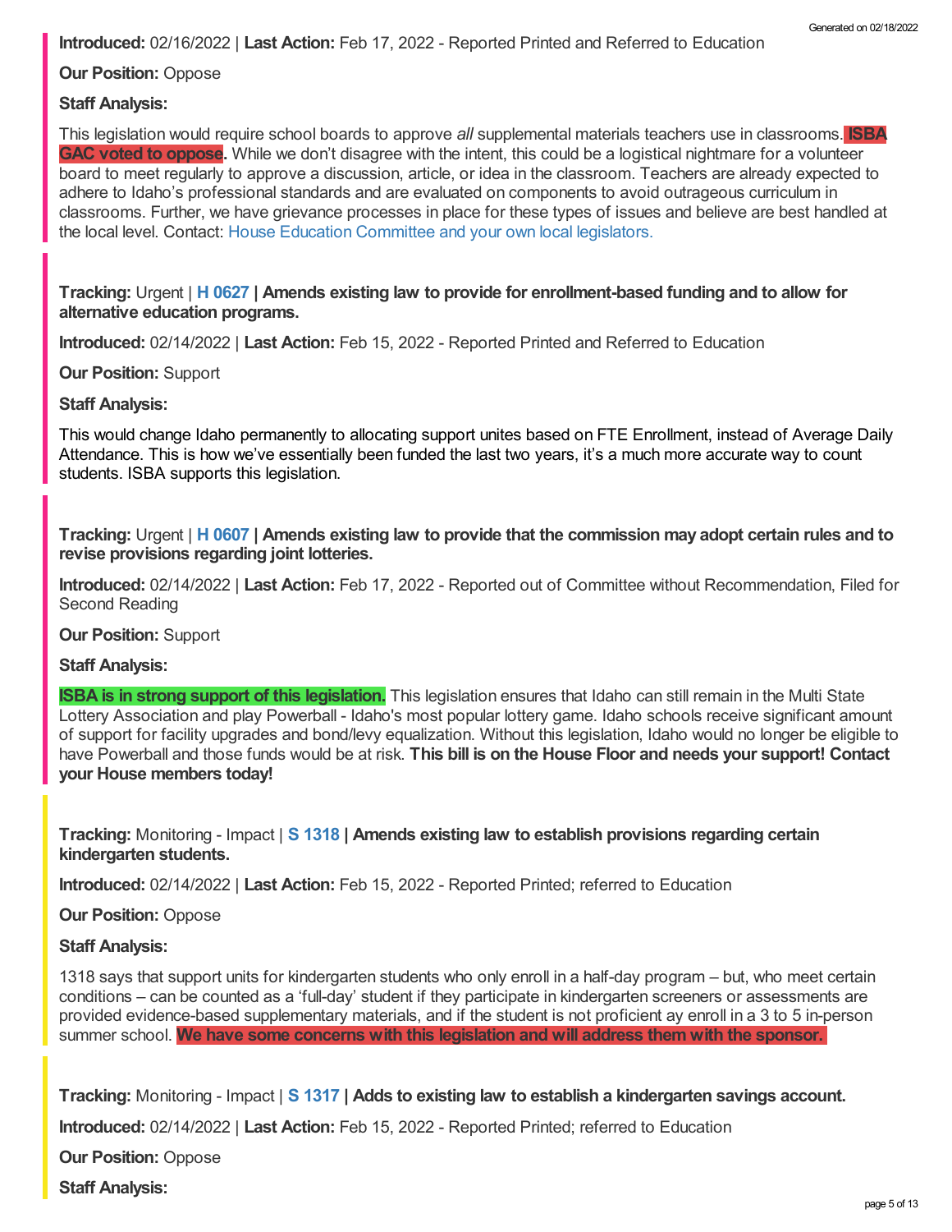**Introduced:** 02/16/2022 | **Last Action:** Feb 17, 2022 - Reported Printed and Referred to Education

**Our Position:** Oppose

**Staff Analysis:**

This legislation would require school boards to approve *all* supplemental materials teachers use in classrooms. **ISBA GAC voted to oppose**. While we don't disagree with the intent, this could be a logistical nightmare for a volunteer board to meet regularly to approve a discussion, article, or idea in the classroom. Teachers are already expected to adhere to Idaho's professional standards and are evaluated on components to avoid outrageous curriculum in classrooms. Further, we have grievance processes in place for these types of issues and believe are best handled at the local level. Contact: House Education Committee and your own local legislators.

**Tracking:** Urgent | **H 0627 | Amends existing law to provide for enrollment-based funding and to allow for alternative education programs.**

**Introduced:** 02/14/2022 | **Last Action:** Feb 15, 2022 - Reported Printed and Referred to Education

**Our Position:** Support

**Staff Analysis:**

This would change Idaho permanently to allocating support unites based on FTE Enrollment, instead of Average Daily Attendance. This is how we've essentially been funded the last two years, it's a much more accurate way to count students. ISBA supports this legislation.

**Tracking:** Urgent | **H 0607 | Amends existing law to provide that the commission may adopt certain rules and to revise provisions regarding joint lotteries.**

**Introduced:** 02/14/2022 | **Last Action:** Feb 17, 2022 - Reported out of Committee without Recommendation, Filed for Second Reading

**Our Position:** Support

**Staff Analysis:**

**ISBA is in strong support of this legislation.** This legislation ensures that Idaho can still remain in the Multi State Lottery Association and play Powerball - Idaho's most popular lottery game. Idaho schools receive significant amount of support for facility upgrades and bond/levy equalization. Without this legislation, Idaho would no longer be eligible to have Powerball and those funds would be at risk. **This bill is on the House Floor and needs your support! Contact your House members today!**

**Tracking:** Monitoring - Impact | **S 1318 | Amends existing law to establish provisions regarding certain kindergarten students.**

**Introduced:** 02/14/2022 | **Last Action:** Feb 15, 2022 - Reported Printed; referred to Education

**Our Position:** Oppose

**Staff Analysis:**

1318 says that support units for kindergarten students who only enroll in a half-day program – but, who meet certain conditions – can be counted as a 'full-day' student if they participate in kindergarten screeners or assessments are provided evidence-based supplementary materials, and if the student is not proficient ay enroll in a 3 to 5 in-person summer school. **We have some concerns with this legislation and will address them with the sponsor.**

**Tracking:** Monitoring - Impact | **S 1317 | Adds to existing law to establish a kindergarten savings account.**

**Introduced:** 02/14/2022 | **Last Action:** Feb 15, 2022 - Reported Printed; referred to Education

**Our Position:** Oppose

**Staff Analysis:**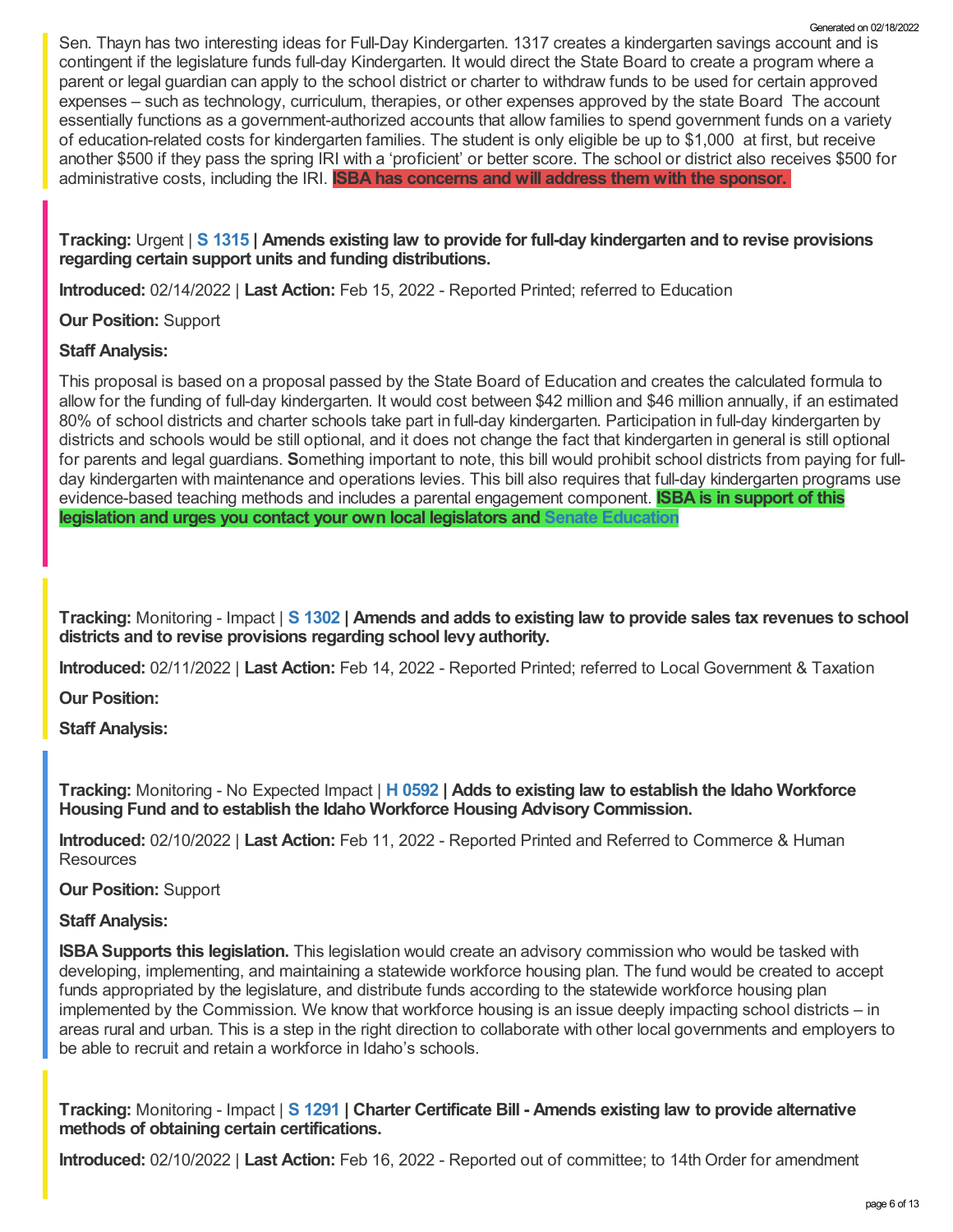Sen. Thayn has two interesting ideas for Full-Day Kindergarten. 1317 creates a kindergarten savings account and is contingent if the legislature funds full-day Kindergarten. It would direct the State Board to create a program where a parent or legal guardian can apply to the school district or charter to withdraw funds to be used for certain approved expenses – such as technology, curriculum, therapies, or other expenses approved by the state Board The account essentially functions as a government-authorized accounts that allow families to spend government funds on a variety of education-related costs for kindergarten families. The student is only eligible be up to $1,000 at first, but receive another $500 if they pass the spring IRI with a 'proficient' or better score. The school or district also receives $500 for administrative costs, including the IRI. **ISBA has concerns and will address them with the sponsor.**

**Tracking:** Urgent | **S 1315 | Amends existing law to provide for full-day kindergarten and to revise provisions regarding certain support units and funding distributions.**

**Introduced:** 02/14/2022 | **Last Action:** Feb 15, 2022 - Reported Printed; referred to Education

**Our Position:** Support

**Staff Analysis:**

This proposal is based on a proposal passed by the State Board of Education and creates the calculated formula to allow for the funding of full-day kindergarten. It would cost between $42 million and $46 million annually, if an estimated 80% of school districts and charter schools take part in full-day kindergarten. Participation in full-day kindergarten by districts and schools would be still optional, and it does not change the fact that kindergarten in general is still optional for parents and legal guardians. **S**omething important to note, this bill would prohibit school districts from paying for full-day kindergarten with maintenance and operations levies. This bill also requires that full-day kindergarten programs use evidence-based teaching methods and includes a parental engagement component. **ISBA is in support of this legislation and urges you contact your own local legislators and Senate Education**

**Tracking:** Monitoring - Impact | **S 1302 | Amends and adds to existing law to provide sales tax revenues to school districts and to revise provisions regarding school levy authority.**

**Introduced:** 02/11/2022 | **Last Action:** Feb 14, 2022 - Reported Printed; referred to Local Government & Taxation

**Our Position:**

**Staff Analysis:**

**Tracking:** Monitoring - No Expected Impact | **H 0592 | Adds to existing law to establish the Idaho Workforce Housing Fund and to establish the Idaho Workforce Housing Advisory Commission.**

**Introduced:** 02/10/2022 | **Last Action:** Feb 11, 2022 - Reported Printed and Referred to Commerce & Human Resources

**Our Position:** Support

**Staff Analysis:**

**ISBA Supports this legislation.** This legislation would create an advisory commission who would be tasked with developing, implementing, and maintaining a statewide workforce housing plan. The fund would be created to accept funds appropriated by the legislature, and distribute funds according to the statewide workforce housing plan implemented by the Commission. We know that workforce housing is an issue deeply impacting school districts – in areas rural and urban. This is a step in the right direction to collaborate with other local governments and employers to be able to recruit and retain a workforce in Idaho's schools.

**Tracking:** Monitoring - Impact | **S 1291 | Charter Certificate Bill - Amends existing law to provide alternative methods of obtaining certain certifications.**

**Introduced:** 02/10/2022 | **Last Action:** Feb 16, 2022 - Reported out of committee; to 14th Order for amendment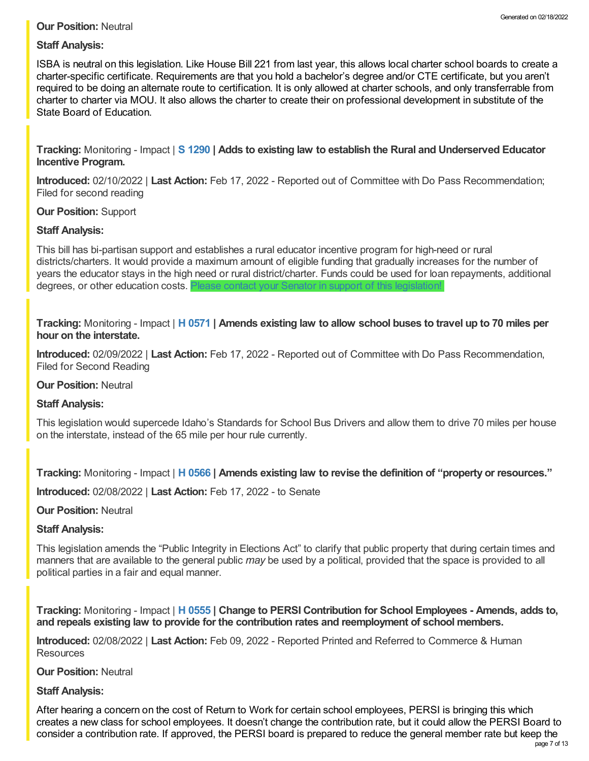**Our Position:** Neutral

**Staff Analysis:**

ISBA is neutral on this legislation. Like House Bill 221 from last year, this allows local charter school boards to create a charter-specific certificate. Requirements are that you hold a bachelor's degree and/or CTE certificate, but you aren't required to be doing an alternate route to certification. It is only allowed at charter schools, and only transferrable from charter to charter via MOU. It also allows the charter to create their on professional development in substitute of the State Board of Education.

**Tracking:** Monitoring - Impact | **S 1290 | Adds to existing law to establish the Rural and Underserved Educator Incentive Program.**

**Introduced:** 02/10/2022 | **Last Action:** Feb 17, 2022 - Reported out of Committee with Do Pass Recommendation; Filed for second reading

**Our Position:** Support

**Staff Analysis:**

This bill has bi-partisan support and establishes a rural educator incentive program for high-need or rural districts/charters. It would provide a maximum amount of eligible funding that gradually increases for the number of years the educator stays in the high need or rural district/charter. Funds could be used for loan repayments, additional degrees, or other education costs. Please contact your Senator in support of this legislation!

**Tracking:** Monitoring - Impact | **H 0571 | Amends existing law to allow school buses to travel up to 70 miles per hour on the interstate.**

**Introduced:** 02/09/2022 | **Last Action:** Feb 17, 2022 - Reported out of Committee with Do Pass Recommendation, Filed for Second Reading

**Our Position:** Neutral

**Staff Analysis:**

This legislation would supercede Idaho's Standards for School Bus Drivers and allow them to drive 70 miles per house on the interstate, instead of the 65 mile per hour rule currently.

**Tracking:** Monitoring - Impact | **H 0566 | Amends existing law to revise the definition of "property or resources."**

**Introduced:** 02/08/2022 | **Last Action:** Feb 17, 2022 - to Senate

**Our Position:** Neutral

**Staff Analysis:**

This legislation amends the "Public Integrity in Elections Act" to clarify that public property that during certain times and manners that are available to the general public *may* be used by a political, provided that the space is provided to all political parties in a fair and equal manner.

**Tracking:** Monitoring - Impact | **H 0555 | Change to PERSI Contribution for School Employees - Amends, adds to, and repeals existing law to provide for the contribution rates and reemployment of school members.**

**Introduced:** 02/08/2022 | **Last Action:** Feb 09, 2022 - Reported Printed and Referred to Commerce & Human Resources

**Our Position:** Neutral

**Staff Analysis:**

After hearing a concern on the cost of Return to Work for certain school employees, PERSI is bringing this which creates a new class for school employees. It doesn't change the contribution rate, but it could allow the PERSI Board to consider a contribution rate. If approved, the PERSI board is prepared to reduce the general member rate but keep the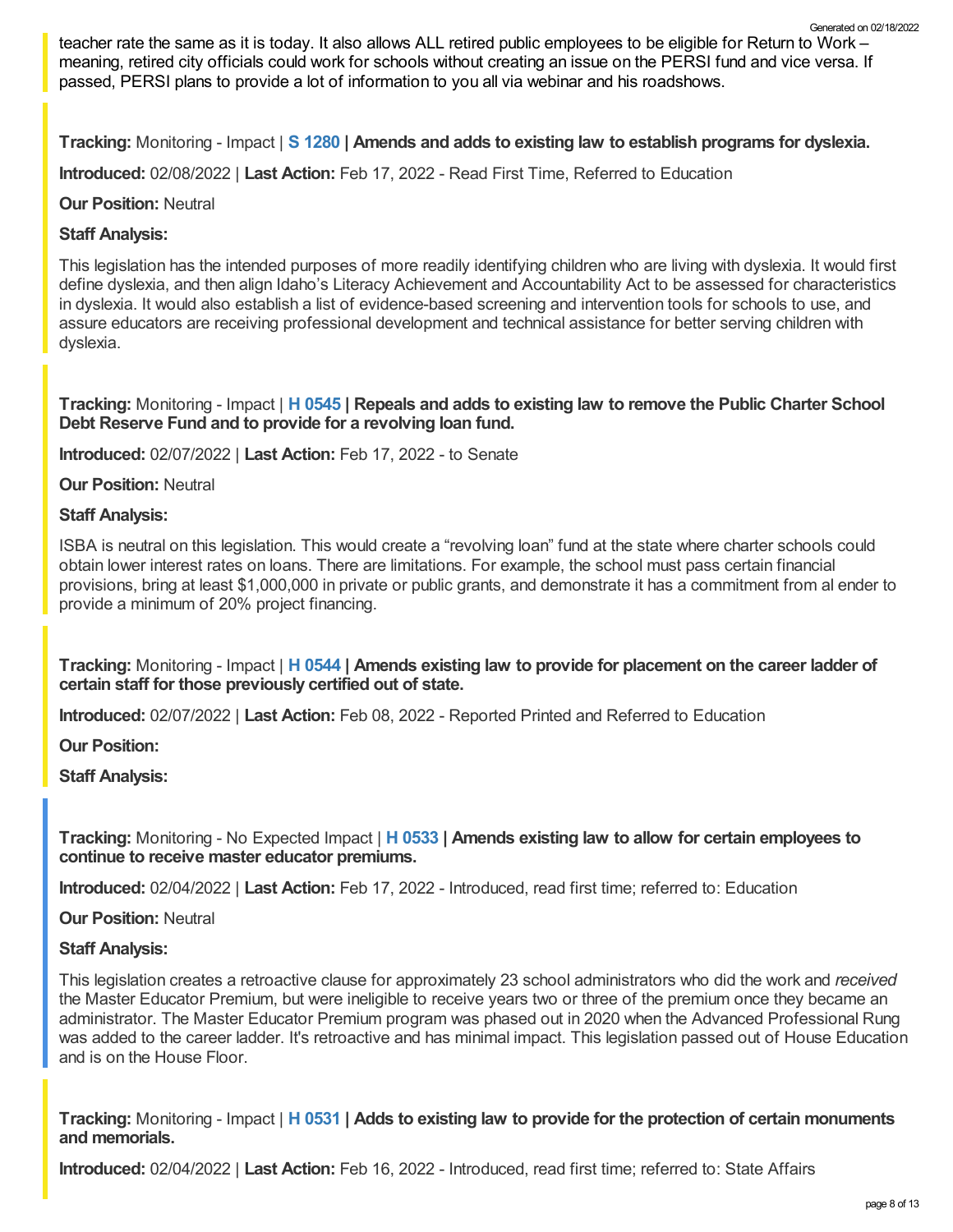teacher rate the same as it is today. It also allows ALL retired public employees to be eligible for Return to Work – meaning, retired city officials could work for schools without creating an issue on the PERSI fund and vice versa. If passed, PERSI plans to provide a lot of information to you all via webinar and his roadshows.

**Tracking:** Monitoring - Impact | **S 1280 | Amends and adds to existing law to establish programs for dyslexia.**

**Introduced:** 02/08/2022 | **Last Action:** Feb 17, 2022 - Read First Time, Referred to Education

**Our Position:** Neutral

**Staff Analysis:**

This legislation has the intended purposes of more readily identifying children who are living with dyslexia. It would first define dyslexia, and then align Idaho's Literacy Achievement and Accountability Act to be assessed for characteristics in dyslexia. It would also establish a list of evidence-based screening and intervention tools for schools to use, and assure educators are receiving professional development and technical assistance for better serving children with dyslexia.

**Tracking:** Monitoring - Impact | **H 0545 | Repeals and adds to existing law to remove the Public Charter School Debt Reserve Fund and to provide for a revolving loan fund.**

**Introduced:** 02/07/2022 | **Last Action:** Feb 17, 2022 - to Senate

**Our Position:** Neutral

**Staff Analysis:**

ISBA is neutral on this legislation. This would create a "revolving loan" fund at the state where charter schools could obtain lower interest rates on loans. There are limitations. For example, the school must pass certain financial provisions, bring at least $1,000,000 in private or public grants, and demonstrate it has a commitment from al ender to provide a minimum of 20% project financing.

**Tracking:** Monitoring - Impact | **H 0544 | Amends existing law to provide for placement on the career ladder of certain staff for those previously certified out of state.**

**Introduced:** 02/07/2022 | **Last Action:** Feb 08, 2022 - Reported Printed and Referred to Education

**Our Position:**

**Staff Analysis:**

**Tracking:** Monitoring - No Expected Impact | **H 0533 | Amends existing law to allow for certain employees to continue to receive master educator premiums.**

**Introduced:** 02/04/2022 | **Last Action:** Feb 17, 2022 - Introduced, read first time; referred to: Education

**Our Position:** Neutral

**Staff Analysis:**

This legislation creates a retroactive clause for approximately 23 school administrators who did the work and *received* the Master Educator Premium, but were ineligible to receive years two or three of the premium once they became an administrator. The Master Educator Premium program was phased out in 2020 when the Advanced Professional Rung was added to the career ladder. It's retroactive and has minimal impact. This legislation passed out of House Education and is on the House Floor.

**Tracking:** Monitoring - Impact | **H 0531 | Adds to existing law to provide for the protection of certain monuments and memorials.**

**Introduced:** 02/04/2022 | **Last Action:** Feb 16, 2022 - Introduced, read first time; referred to: State Affairs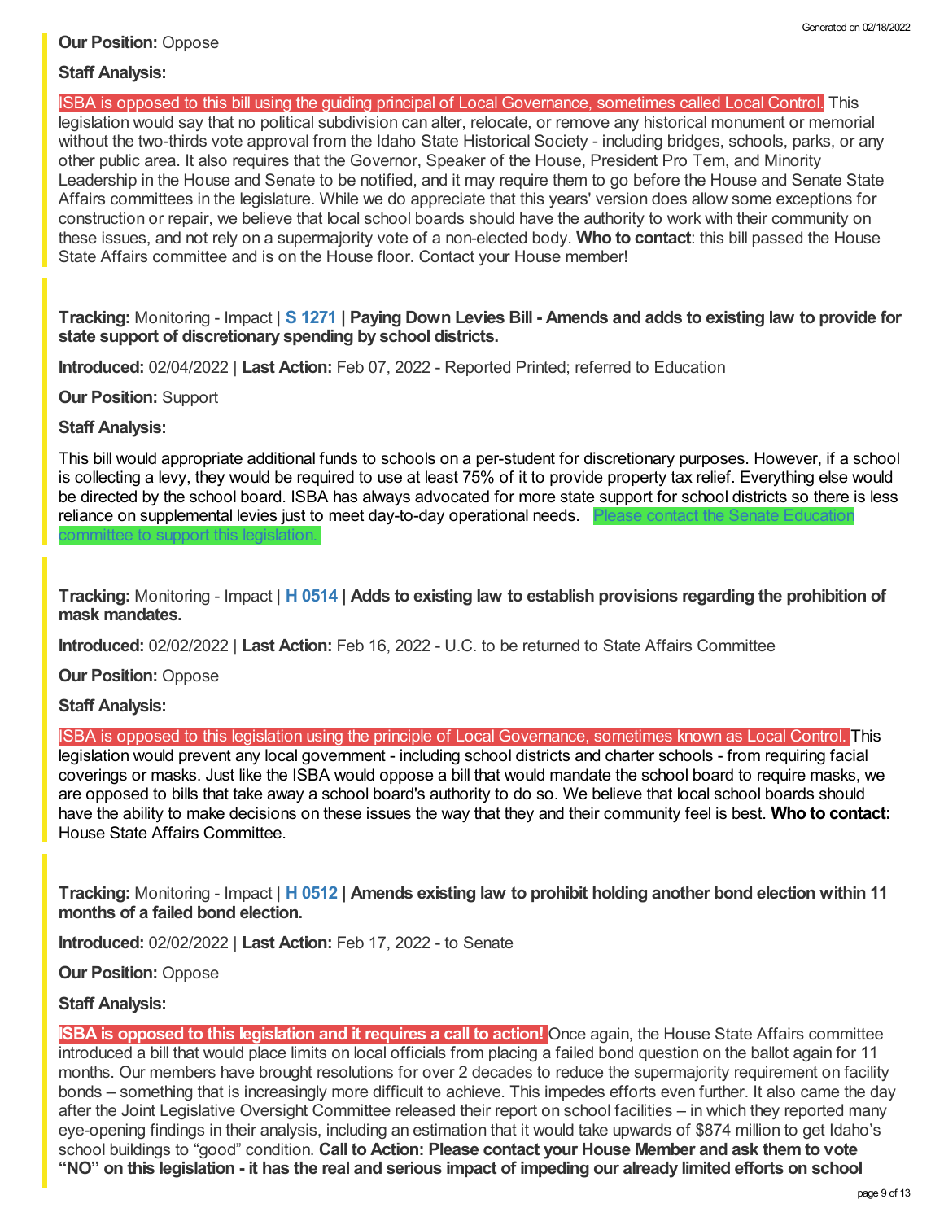**Our Position:** Oppose

**Staff Analysis:**

ISBA is opposed to this bill using the guiding principal of Local Governance, sometimes called Local Control. This legislation would say that no political subdivision can alter, relocate, or remove any historical monument or memorial without the two-thirds vote approval from the Idaho State Historical Society - including bridges, schools, parks, or any other public area. It also requires that the Governor, Speaker of the House, President Pro Tem, and Minority Leadership in the House and Senate to be notified, and it may require them to go before the House and Senate State Affairs committees in the legislature. While we do appreciate that this years' version does allow some exceptions for construction or repair, we believe that local school boards should have the authority to work with their community on these issues, and not rely on a supermajority vote of a non-elected body. **Who to contact**: this bill passed the House State Affairs committee and is on the House floor. Contact your House member!

**Tracking:** Monitoring - Impact | **S 1271 | Paying Down Levies Bill - Amends and adds to existing law to provide for state support of discretionary spending by school districts.**

**Introduced:** 02/04/2022 | **Last Action:** Feb 07, 2022 - Reported Printed; referred to Education

**Our Position:** Support

**Staff Analysis:**

This bill would appropriate additional funds to schools on a per-student for discretionary purposes. However, if a school is collecting a levy, they would be required to use at least 75% of it to provide property tax relief. Everything else would be directed by the school board. ISBA has always advocated for more state support for school districts so there is less reliance on supplemental levies just to meet day-to-day operational needs. Please contact the Senate Education committee to support this legislation.

**Tracking:** Monitoring - Impact | **H 0514 | Adds to existing law to establish provisions regarding the prohibition of mask mandates.**

**Introduced:** 02/02/2022 | **Last Action:** Feb 16, 2022 - U.C. to be returned to State Affairs Committee

**Our Position:** Oppose

**Staff Analysis:**

ISBA is opposed to this legislation using the principle of Local Governance, sometimes known as Local Control. This legislation would prevent any local government - including school districts and charter schools - from requiring facial coverings or masks. Just like the ISBA would oppose a bill that would mandate the school board to require masks, we are opposed to bills that take away a school board's authority to do so. We believe that local school boards should have the ability to make decisions on these issues the way that they and their community feel is best. **Who to contact:** House State Affairs Committee.

**Tracking:** Monitoring - Impact | **H 0512 | Amends existing law to prohibit holding another bond election within 11 months of a failed bond election.**

**Introduced:** 02/02/2022 | **Last Action:** Feb 17, 2022 - to Senate

**Our Position:** Oppose

**Staff Analysis:**

**ISBA is opposed to this legislation and it requires a call to action!** Once again, the House State Affairs committee introduced a bill that would place limits on local officials from placing a failed bond question on the ballot again for 11 months. Our members have brought resolutions for over 2 decades to reduce the supermajority requirement on facility bonds – something that is increasingly more difficult to achieve. This impedes efforts even further. It also came the day after the Joint Legislative Oversight Committee released their report on school facilities – in which they reported many eye-opening findings in their analysis, including an estimation that it would take upwards of $874 million to get Idaho's school buildings to "good" condition. **Call to Action: Please contact your House Member and ask them to vote "NO" on this legislation - it has the real and serious impact of impeding our already limited efforts on school**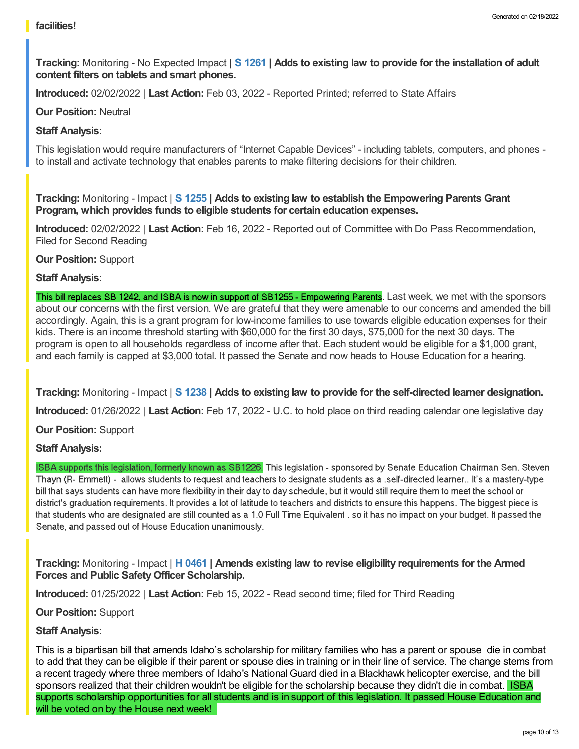**facilities!**

**Tracking:** Monitoring - No Expected Impact | **S 1261 | Adds to existing law to provide for the installation of adult content filters on tablets and smart phones.**

**Introduced:** 02/02/2022 | **Last Action:** Feb 03, 2022 - Reported Printed; referred to State Affairs

**Our Position:** Neutral

**Staff Analysis:**

This legislation would require manufacturers of "Internet Capable Devices" - including tablets, computers, and phones - to install and activate technology that enables parents to make filtering decisions for their children.

**Tracking:** Monitoring - Impact | **S 1255 | Adds to existing law to establish the Empowering Parents Grant Program, which provides funds to eligible students for certain education expenses.**

**Introduced:** 02/02/2022 | **Last Action:** Feb 16, 2022 - Reported out of Committee with Do Pass Recommendation, Filed for Second Reading

**Our Position:** Support

**Staff Analysis:**

This bill replaces SB 1242, and ISBA is now in support of SB1255 - Empowering Parents. Last week, we met with the sponsors about our concerns with the first version. We are grateful that they were amenable to our concerns and amended the bill accordingly. Again, this is a grant program for low-income families to use towards eligible education expenses for their kids. There is an income threshold starting with $60,000 for the first 30 days, $75,000 for the next 30 days. The program is open to all households regardless of income after that. Each student would be eligible for a $1,000 grant, and each family is capped at $3,000 total. It passed the Senate and now heads to House Education for a hearing.

**Tracking:** Monitoring - Impact | **S 1238 | Adds to existing law to provide for the self-directed learner designation.**

**Introduced:** 01/26/2022 | **Last Action:** Feb 17, 2022 - U.C. to hold place on third reading calendar one legislative day

**Our Position:** Support

**Staff Analysis:**

ISBA supports this legislation, formerly known as SB1226. This legislation - sponsored by Senate Education Chairman Sen. Steven Thayn (R- Emmett) - allows students to request and teachers to designate students as a .self-directed learner.. It's a mastery-type bill that says students can have more flexibility in their day to day schedule, but it would still require them to meet the school or district's graduation requirements. It provides a lot of latitude to teachers and districts to ensure this happens. The biggest piece is that students who are designated are still counted as a 1.0 Full Time Equivalent . so it has no impact on your budget. It passed the Senate, and passed out of House Education unanimously.

**Tracking:** Monitoring - Impact | **H 0461 | Amends existing law to revise eligibility requirements for the Armed Forces and Public Safety Officer Scholarship.**

**Introduced:** 01/25/2022 | **Last Action:** Feb 15, 2022 - Read second time; filed for Third Reading

**Our Position:** Support

**Staff Analysis:**

This is a bipartisan bill that amends Idaho's scholarship for military families who has a parent or spouse die in combat to add that they can be eligible if their parent or spouse dies in training or in their line of service. The change stems from a recent tragedy where three members of Idaho's National Guard died in a Blackhawk helicopter exercise, and the bill sponsors realized that their children wouldn't be eligible for the scholarship because they didn't die in combat. ISBA supports scholarship opportunities for all students and is in support of this legislation. It passed House Education and will be voted on by the House next week!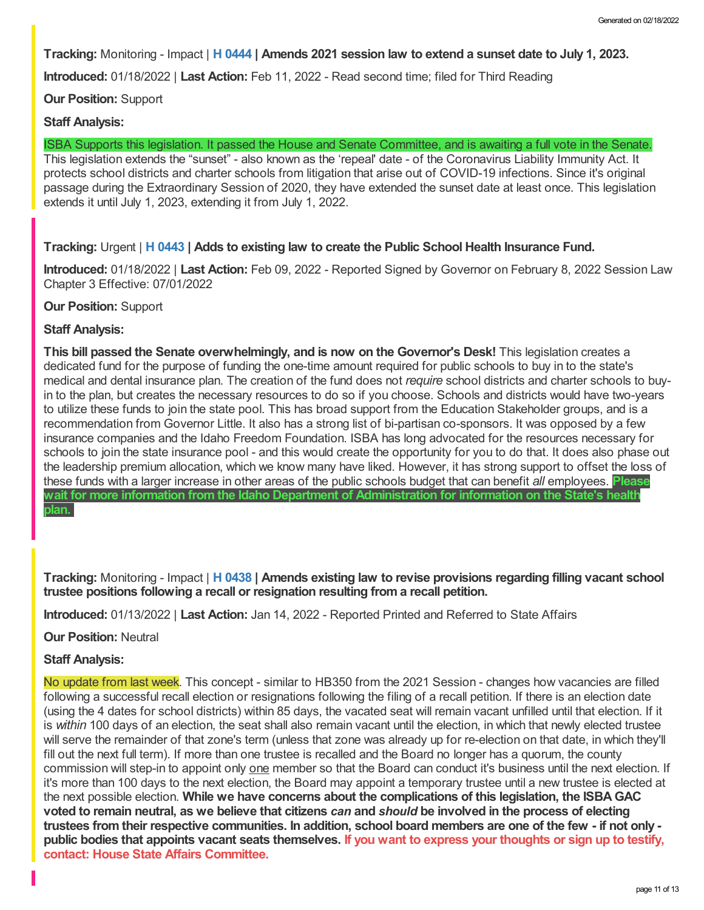**Tracking:** Monitoring - Impact | **H 0444 | Amends 2021 session law to extend a sunset date to July 1, 2023.**

**Introduced:** 01/18/2022 | **Last Action:** Feb 11, 2022 - Read second time; filed for Third Reading

**Our Position:** Support

**Staff Analysis:**

ISBA Supports this legislation. It passed the House and Senate Committee, and is awaiting a full vote in the Senate. This legislation extends the "sunset" - also known as the 'repeal' date - of the Coronavirus Liability Immunity Act. It protects school districts and charter schools from litigation that arise out of COVID-19 infections. Since it's original passage during the Extraordinary Session of 2020, they have extended the sunset date at least once. This legislation extends it until July 1, 2023, extending it from July 1, 2022.

**Tracking:** Urgent | **H 0443 | Adds to existing law to create the Public School Health Insurance Fund.**

**Introduced:** 01/18/2022 | **Last Action:** Feb 09, 2022 - Reported Signed by Governor on February 8, 2022 Session Law Chapter 3 Effective: 07/01/2022

**Our Position:** Support

**Staff Analysis:**

**This bill passed the Senate overwhelmingly, and is now on the Governor's Desk!** This legislation creates a dedicated fund for the purpose of funding the one-time amount required for public schools to buy in to the state's medical and dental insurance plan. The creation of the fund does not *require* school districts and charter schools to buy-in to the plan, but creates the necessary resources to do so if you choose. Schools and districts would have two-years to utilize these funds to join the state pool. This has broad support from the Education Stakeholder groups, and is a recommendation from Governor Little. It also has a strong list of bi-partisan co-sponsors. It was opposed by a few insurance companies and the Idaho Freedom Foundation. ISBA has long advocated for the resources necessary for schools to join the state insurance pool - and this would create the opportunity for you to do that. It does also phase out the leadership premium allocation, which we know many have liked. However, it has strong support to offset the loss of these funds with a larger increase in other areas of the public schools budget that can benefit *all* employees. **Please wait for more information from the Idaho Department of Administration for information on the State's health plan.**

**Tracking:** Monitoring - Impact | **H 0438 | Amends existing law to revise provisions regarding filling vacant school trustee positions following a recall or resignation resulting from a recall petition.**

**Introduced:** 01/13/2022 | **Last Action:** Jan 14, 2022 - Reported Printed and Referred to State Affairs

**Our Position:** Neutral

**Staff Analysis:**

No update from last week. This concept - similar to HB350 from the 2021 Session - changes how vacancies are filled following a successful recall election or resignations following the filing of a recall petition. If there is an election date (using the 4 dates for school districts) within 85 days, the vacated seat will remain vacant unfilled until that election. If it is *within* 100 days of an election, the seat shall also remain vacant until the election, in which that newly elected trustee will serve the remainder of that zone's term (unless that zone was already up for re-election on that date, in which they'll fill out the next full term). If more than one trustee is recalled and the Board no longer has a quorum, the county commission will step-in to appoint only one member so that the Board can conduct it's business until the next election. If it's more than 100 days to the next election, the Board may appoint a temporary trustee until a new trustee is elected at the next possible election. **While we have concerns about the complications of this legislation, the ISBA GAC voted to remain neutral, as we believe that citizens *can* and *should* be involved in the process of electing trustees from their respective communities. In addition, school board members are one of the few - if not only - public bodies that appoints vacant seats themselves.** **If you want to express your thoughts or sign up to testify, contact: House State Affairs Committee.**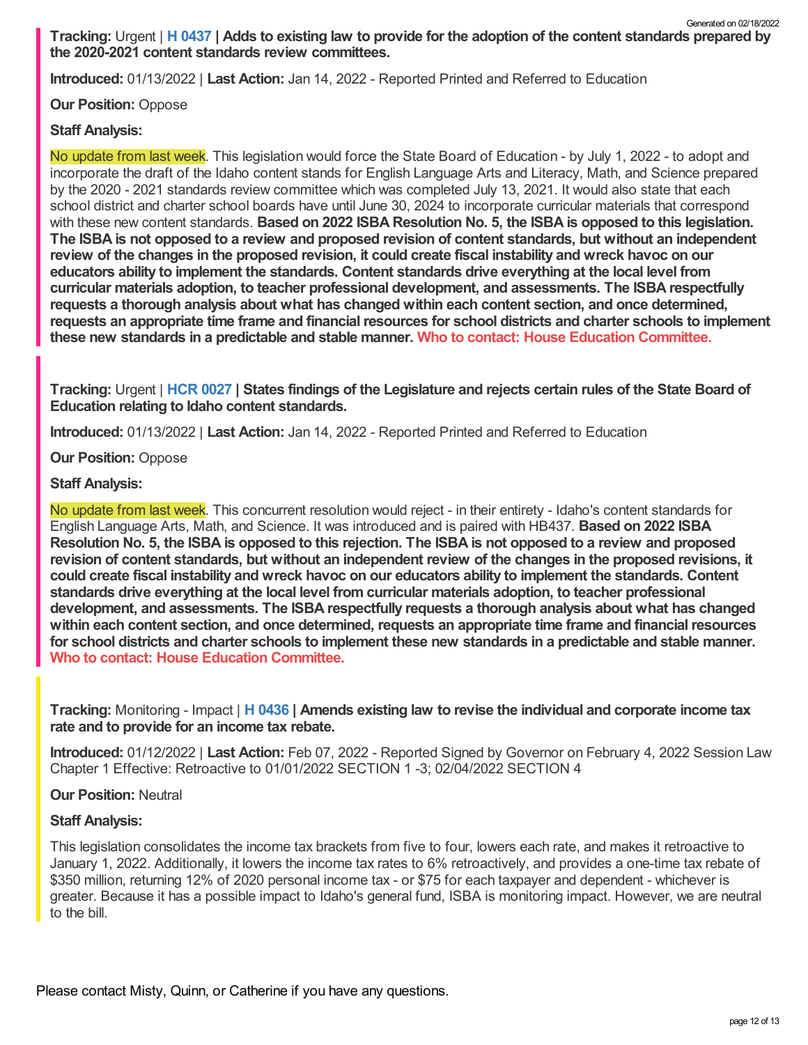**Tracking:** Urgent | **H 0437 | Adds to existing law to provide for the adoption of the content standards prepared by the 2020-2021 content standards review committees.**

**Introduced:** 01/13/2022 | **Last Action:** Jan 14, 2022 - Reported Printed and Referred to Education

**Our Position:** Oppose

**Staff Analysis:**

No update from last week. This legislation would force the State Board of Education - by July 1, 2022 - to adopt and incorporate the draft of the Idaho content stands for English Language Arts and Literacy, Math, and Science prepared by the 2020 - 2021 standards review committee which was completed July 13, 2021. It would also state that each school district and charter school boards have until June 30, 2024 to incorporate curricular materials that correspond with these new content standards. **Based on 2022 ISBA Resolution No. 5, the ISBA is opposed to this legislation. The ISBA is not opposed to a review and proposed revision of content standards, but without an independent review of the changes in the proposed revision, it could create fiscal instability and wreck havoc on our educators ability to implement the standards. Content standards drive everything at the local level from curricular materials adoption, to teacher professional development, and assessments. The ISBA respectfully requests a thorough analysis about what has changed within each content section, and once determined, requests an appropriate time frame and financial resources for school districts and charter schools to implement these new standards in a predictable and stable manner. Who to contact: House Education Committee.**

**Tracking:** Urgent | **HCR 0027 | States findings of the Legislature and rejects certain rules of the State Board of Education relating to Idaho content standards.**

**Introduced:** 01/13/2022 | **Last Action:** Jan 14, 2022 - Reported Printed and Referred to Education

**Our Position:** Oppose

**Staff Analysis:**

No update from last week. This concurrent resolution would reject - in their entirety - Idaho's content standards for English Language Arts, Math, and Science. It was introduced and is paired with HB437. **Based on 2022 ISBA Resolution No. 5, the ISBA is opposed to this rejection. The ISBA is not opposed to a review and proposed revision of content standards, but without an independent review of the changes in the proposed revisions, it could create fiscal instability and wreck havoc on our educators ability to implement the standards. Content standards drive everything at the local level from curricular materials adoption, to teacher professional development, and assessments. The ISBA respectfully requests a thorough analysis about what has changed within each content section, and once determined, requests an appropriate time frame and financial resources for school districts and charter schools to implement these new standards in a predictable and stable manner. Who to contact: House Education Committee.**

**Tracking:** Monitoring - Impact | **H 0436 | Amends existing law to revise the individual and corporate income tax rate and to provide for an income tax rebate.**

**Introduced:** 01/12/2022 | **Last Action:** Feb 07, 2022 - Reported Signed by Governor on February 4, 2022 Session Law Chapter 1 Effective: Retroactive to 01/01/2022 SECTION 1 -3; 02/04/2022 SECTION 4

**Our Position:** Neutral

**Staff Analysis:**

This legislation consolidates the income tax brackets from five to four, lowers each rate, and makes it retroactive to January 1, 2022. Additionally, it lowers the income tax rates to 6% retroactively, and provides a one-time tax rebate of $350 million, returning 12% of 2020 personal income tax - or $75 for each taxpayer and dependent - whichever is greater. Because it has a possible impact to Idaho's general fund, ISBA is monitoring impact. However, we are neutral to the bill.

Please contact Misty, Quinn, or Catherine if you have any questions.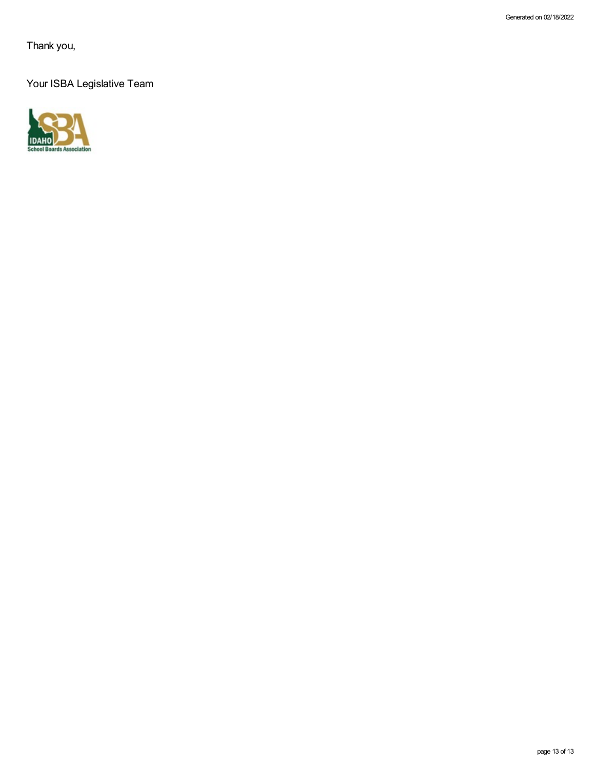Thank you,

Your ISBA Legislative Team